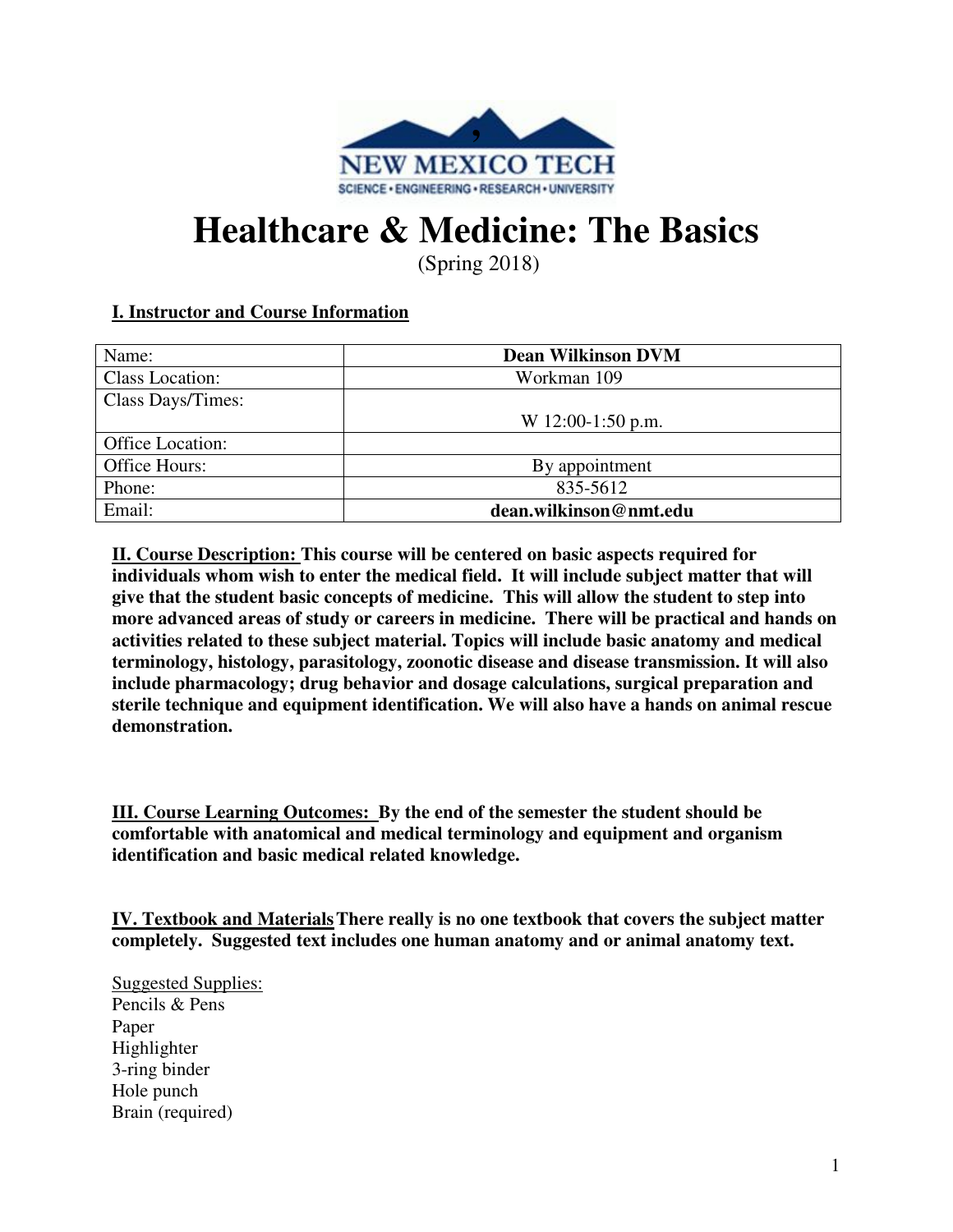# Healthcare & Medicine: The Basics

(Spring 2018)

## I. Instructor and Course Information

| Name: | **Dean Wilkinson DVM** |
|---|---|
| Class Location: | Workman 109 |
| Class Days/Times: | W 12:00-1:50 p.m. |
| Office Location: | |
| Office Hours: | By appointment |
| Phone: | 835-5612 |
| Email: | **dean.wilkinson@nmt.edu** |

**<u>II. Course Description:</u> This course will be centered on basic aspects required for individuals whom wish to enter the medical field. It will include subject matter that will give that the student basic concepts of medicine. This will allow the student to step into more advanced areas of study or careers in medicine. There will be practical and hands on activities related to these subject material. Topics will include basic anatomy and medical terminology, histology, parasitology, zoonotic disease and disease transmission. It will also include pharmacology; drug behavior and dosage calculations, surgical preparation and sterile technique and equipment identification. We will also have a hands on animal rescue demonstration.**

**<u>III. Course Learning Outcomes:</u> By the end of the semester the student should be comfortable with anatomical and medical terminology and equipment and organism identification and basic medical related knowledge.**

**<u>IV. Textbook and Materials</u> There really is no one textbook that covers the subject matter completely. Suggested text includes one human anatomy and or animal anatomy text.**

<u>Suggested Supplies:</u>
Pencils & Pens
Paper
Highlighter
3-ring binder
Hole punch
Brain (required)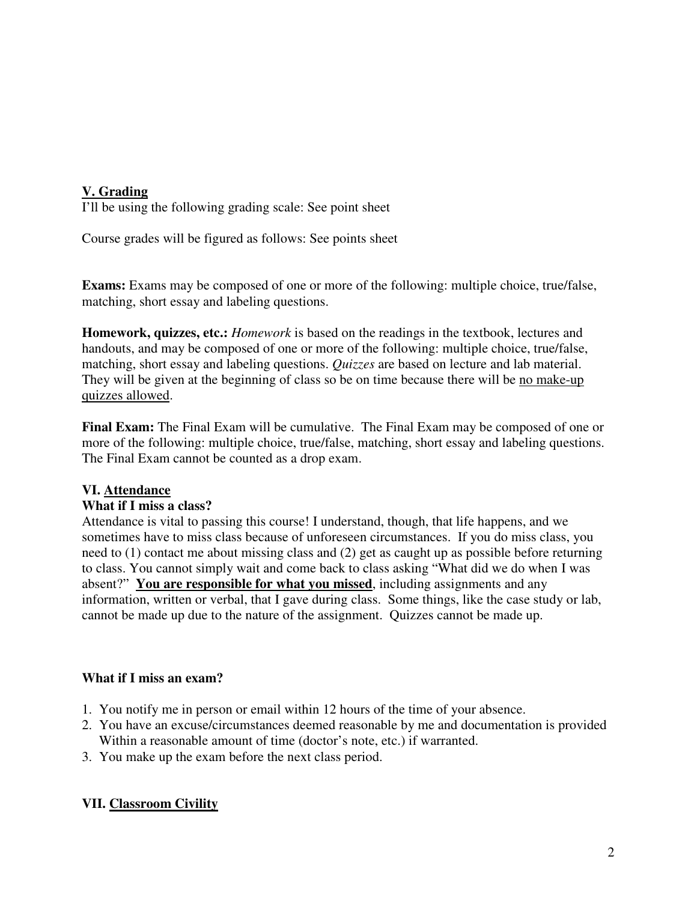## V. Grading

I'll be using the following grading scale: See point sheet

Course grades will be figured as follows: See points sheet

**Exams:** Exams may be composed of one or more of the following: multiple choice, true/false, matching, short essay and labeling questions.

**Homework, quizzes, etc.:** *Homework* is based on the readings in the textbook, lectures and handouts, and may be composed of one or more of the following: multiple choice, true/false, matching, short essay and labeling questions. *Quizzes* are based on lecture and lab material. They will be given at the beginning of class so be on time because there will be <u>no make-up quizzes allowed</u>.

**Final Exam:** The Final Exam will be cumulative. The Final Exam may be composed of one or more of the following: multiple choice, true/false, matching, short essay and labeling questions. The Final Exam cannot be counted as a drop exam.

## VI. Attendance

### What if I miss a class?

Attendance is vital to passing this course! I understand, though, that life happens, and we sometimes have to miss class because of unforeseen circumstances. If you do miss class, you need to (1) contact me about missing class and (2) get as caught up as possible before returning to class. You cannot simply wait and come back to class asking "What did we do when I was absent?" **<u>You are responsible for what you missed</u>**, including assignments and any information, written or verbal, that I gave during class. Some things, like the case study or lab, cannot be made up due to the nature of the assignment. Quizzes cannot be made up.

### What if I miss an exam?

1. You notify me in person or email within 12 hours of the time of your absence.
2. You have an excuse/circumstances deemed reasonable by me and documentation is provided Within a reasonable amount of time (doctor's note, etc.) if warranted.
3. You make up the exam before the next class period.

## VII. Classroom Civility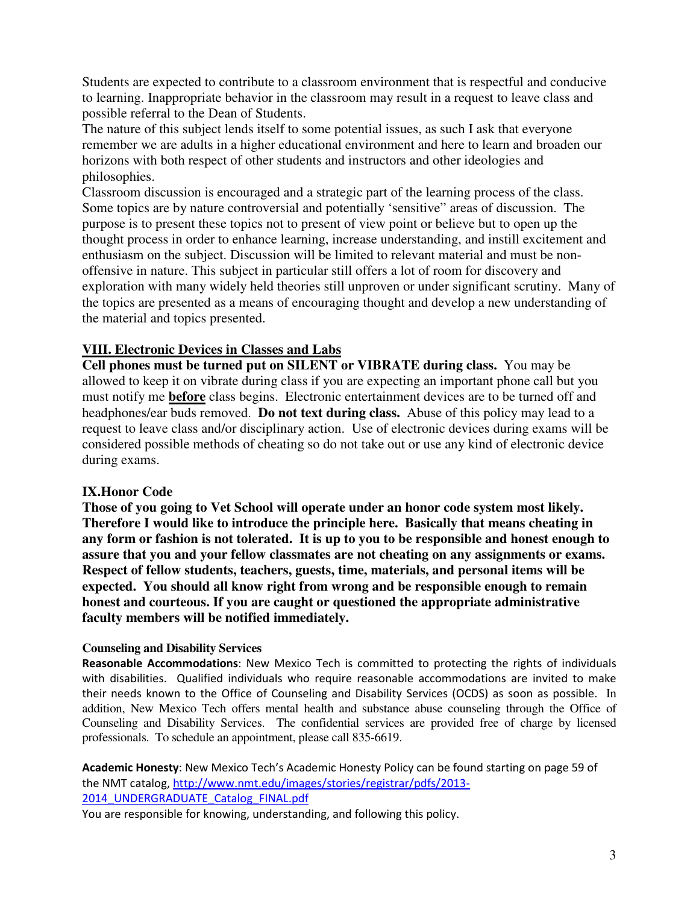Students are expected to contribute to a classroom environment that is respectful and conducive to learning. Inappropriate behavior in the classroom may result in a request to leave class and possible referral to the Dean of Students.

The nature of this subject lends itself to some potential issues, as such I ask that everyone remember we are adults in a higher educational environment and here to learn and broaden our horizons with both respect of other students and instructors and other ideologies and philosophies.

Classroom discussion is encouraged and a strategic part of the learning process of the class. Some topics are by nature controversial and potentially 'sensitive" areas of discussion. The purpose is to present these topics not to present of view point or believe but to open up the thought process in order to enhance learning, increase understanding, and instill excitement and enthusiasm on the subject. Discussion will be limited to relevant material and must be non-offensive in nature. This subject in particular still offers a lot of room for discovery and exploration with many widely held theories still unproven or under significant scrutiny. Many of the topics are presented as a means of encouraging thought and develop a new understanding of the material and topics presented.

## VIII. Electronic Devices in Classes and Labs

**Cell phones must be turned put on SILENT or VIBRATE during class.** You may be allowed to keep it on vibrate during class if you are expecting an important phone call but you must notify me **before** class begins. Electronic entertainment devices are to be turned off and headphones/ear buds removed. **Do not text during class.** Abuse of this policy may lead to a request to leave class and/or disciplinary action. Use of electronic devices during exams will be considered possible methods of cheating so do not take out or use any kind of electronic device during exams.

## IX.Honor Code

**Those of you going to Vet School will operate under an honor code system most likely. Therefore I would like to introduce the principle here. Basically that means cheating in any form or fashion is not tolerated. It is up to you to be responsible and honest enough to assure that you and your fellow classmates are not cheating on any assignments or exams. Respect of fellow students, teachers, guests, time, materials, and personal items will be expected. You should all know right from wrong and be responsible enough to remain honest and courteous. If you are caught or questioned the appropriate administrative faculty members will be notified immediately.**

### Counseling and Disability Services

**Reasonable Accommodations**: New Mexico Tech is committed to protecting the rights of individuals with disabilities. Qualified individuals who require reasonable accommodations are invited to make their needs known to the Office of Counseling and Disability Services (OCDS) as soon as possible. In addition, New Mexico Tech offers mental health and substance abuse counseling through the Office of Counseling and Disability Services. The confidential services are provided free of charge by licensed professionals. To schedule an appointment, please call 835-6619.

**Academic Honesty**: New Mexico Tech's Academic Honesty Policy can be found starting on page 59 of the NMT catalog, http://www.nmt.edu/images/stories/registrar/pdfs/2013-2014_UNDERGRADUATE_Catalog_FINAL.pdf

You are responsible for knowing, understanding, and following this policy.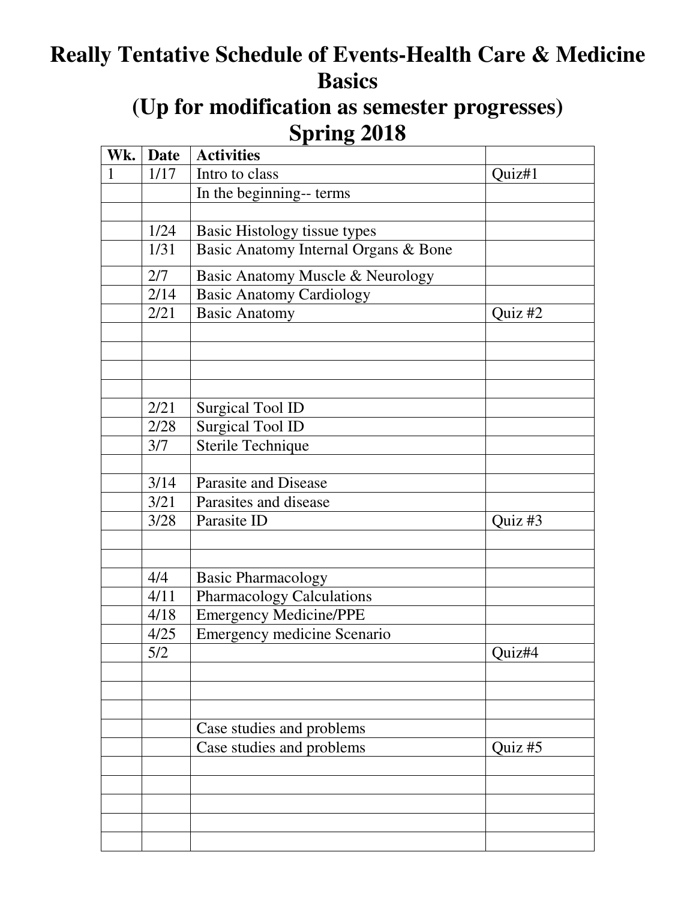# Really Tentative Schedule of Events-Health Care & Medicine Basics
# (Up for modification as semester progresses)
# Spring 2018

| Wk. | Date | Activities | |
|---|---|---|---|
| 1 | 1/17 | Intro to class | Quiz#1 |
| | | In the beginning-- terms | |
| | | | |
| | 1/24 | Basic Histology tissue types | |
| | 1/31 | Basic Anatomy Internal Organs & Bone | |
| | 2/7 | Basic Anatomy Muscle & Neurology | |
| | 2/14 | Basic Anatomy Cardiology | |
| | 2/21 | Basic Anatomy | Quiz #2 |
| | | | |
| | | | |
| | | | |
| | | | |
| | 2/21 | Surgical Tool ID | |
| | 2/28 | Surgical Tool ID | |
| | 3/7 | Sterile Technique | |
| | | | |
| | 3/14 | Parasite and Disease | |
| | 3/21 | Parasites and disease | |
| | 3/28 | Parasite ID | Quiz #3 |
| | | | |
| | | | |
| | 4/4 | Basic Pharmacology | |
| | 4/11 | Pharmacology Calculations | |
| | 4/18 | Emergency Medicine/PPE | |
| | 4/25 | Emergency medicine Scenario | |
| | 5/2 | | Quiz#4 |
| | | | |
| | | | |
| | | | |
| | | Case studies and problems | |
| | | Case studies and problems | Quiz #5 |
| | | | |
| | | | |
| | | | |
| | | | |
| | | | |